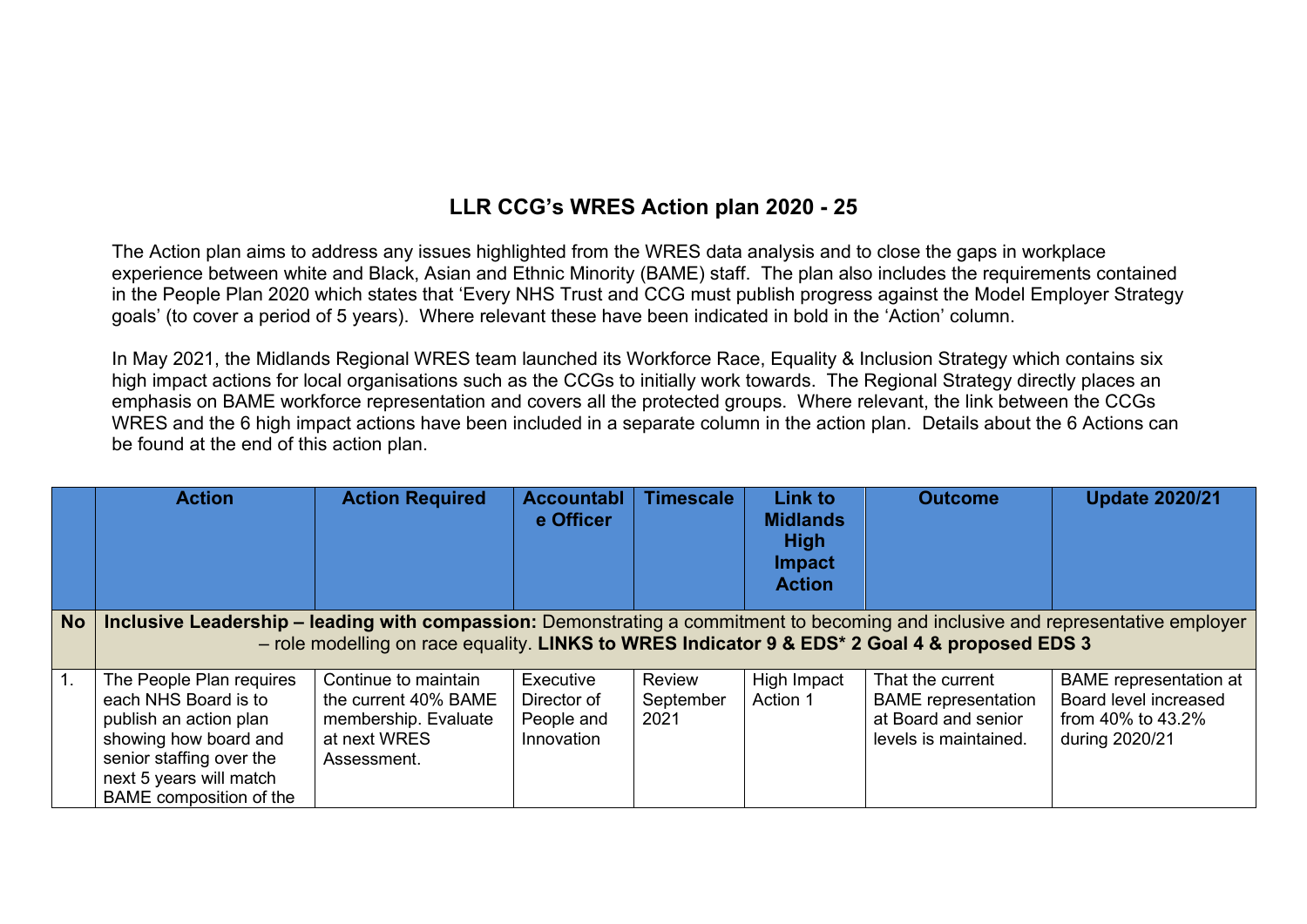# LLR CCG's WRES Action plan 2020 - 25

The Action plan aims to address any issues highlighted from the WRES data analysis and to close the gaps in workplace experience between white and Black, Asian and Ethnic Minority (BAME) staff. The plan also includes the requirements contained in the People Plan 2020 which states that 'Every NHS Trust and CCG must publish progress against the Model Employer Strategy goals' (to cover a period of 5 years). Where relevant these have been indicated in bold in the 'Action' column.

In May 2021, the Midlands Regional WRES team launched its Workforce Race, Equality & Inclusion Strategy which contains six high impact actions for local organisations such as the CCGs to initially work towards. The Regional Strategy directly places an emphasis on BAME workforce representation and covers all the protected groups. Where relevant, the link between the CCGs WRES and the 6 high impact actions have been included in a separate column in the action plan. Details about the 6 Actions can be found at the end of this action plan.

| | Action | Action Required | Accountable Officer | Timescale | Link to Midlands High Impact Action | Outcome | Update 2020/21 |
|---|---|---|---|---|---|---|---|
| **No** | **Inclusive Leadership – leading with compassion:** Demonstrating a commitment to becoming and inclusive and representative employer – role modelling on race equality. **LINKS to WRES Indicator 9 & EDS* 2 Goal 4 & proposed EDS 3** | | | | | | |
| 1. | The People Plan requires each NHS Board is to publish an action plan showing how board and senior staffing over the next 5 years will match BAME composition of the | Continue to maintain the current 40% BAME membership. Evaluate at next WRES Assessment. | Executive Director of People and Innovation | Review September 2021 | High Impact Action 1 | That the current BAME representation at Board and senior levels is maintained. | BAME representation at Board level increased from 40% to 43.2% during 2020/21 |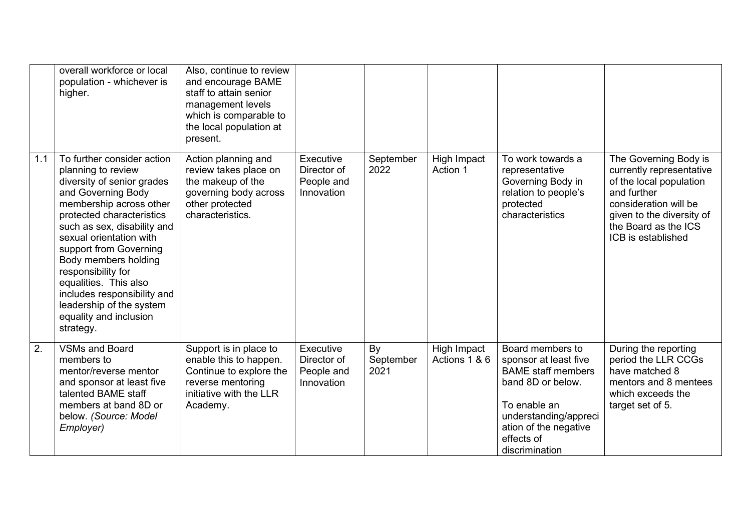|  |  |  |  |  |  |  |  |
|---|---|---|---|---|---|---|---|
|  | overall workforce or local population - whichever is higher. | Also, continue to review and encourage BAME staff to attain senior management levels which is comparable to the local population at present. |  |  |  |  |  |
| 1.1 | To further consider action planning to review diversity of senior grades and Governing Body membership across other protected characteristics such as sex, disability and sexual orientation with support from Governing Body members holding responsibility for equalities. This also includes responsibility and leadership of the system equality and inclusion strategy. | Action planning and review takes place on the makeup of the governing body across other protected characteristics. | Executive Director of People and Innovation | September 2022 | High Impact Action 1 | To work towards a representative Governing Body in relation to people's protected characteristics | The Governing Body is currently representative of the local population and further consideration will be given to the diversity of the Board as the ICS ICB is established |
| 2. | VSMs and Board members to mentor/reverse mentor and sponsor at least five talented BAME staff members at band 8D or below. *(Source: Model Employer)* | Support is in place to enable this to happen. Continue to explore the reverse mentoring initiative with the LLR Academy. | Executive Director of People and Innovation | By September 2021 | High Impact Actions 1 & 6 | Board members to sponsor at least five BAME staff members band 8D or below.<br><br>To enable an understanding/appreciation of the negative effects of discrimination | During the reporting period the LLR CCGs have matched 8 mentors and 8 mentees which exceeds the target set of 5. |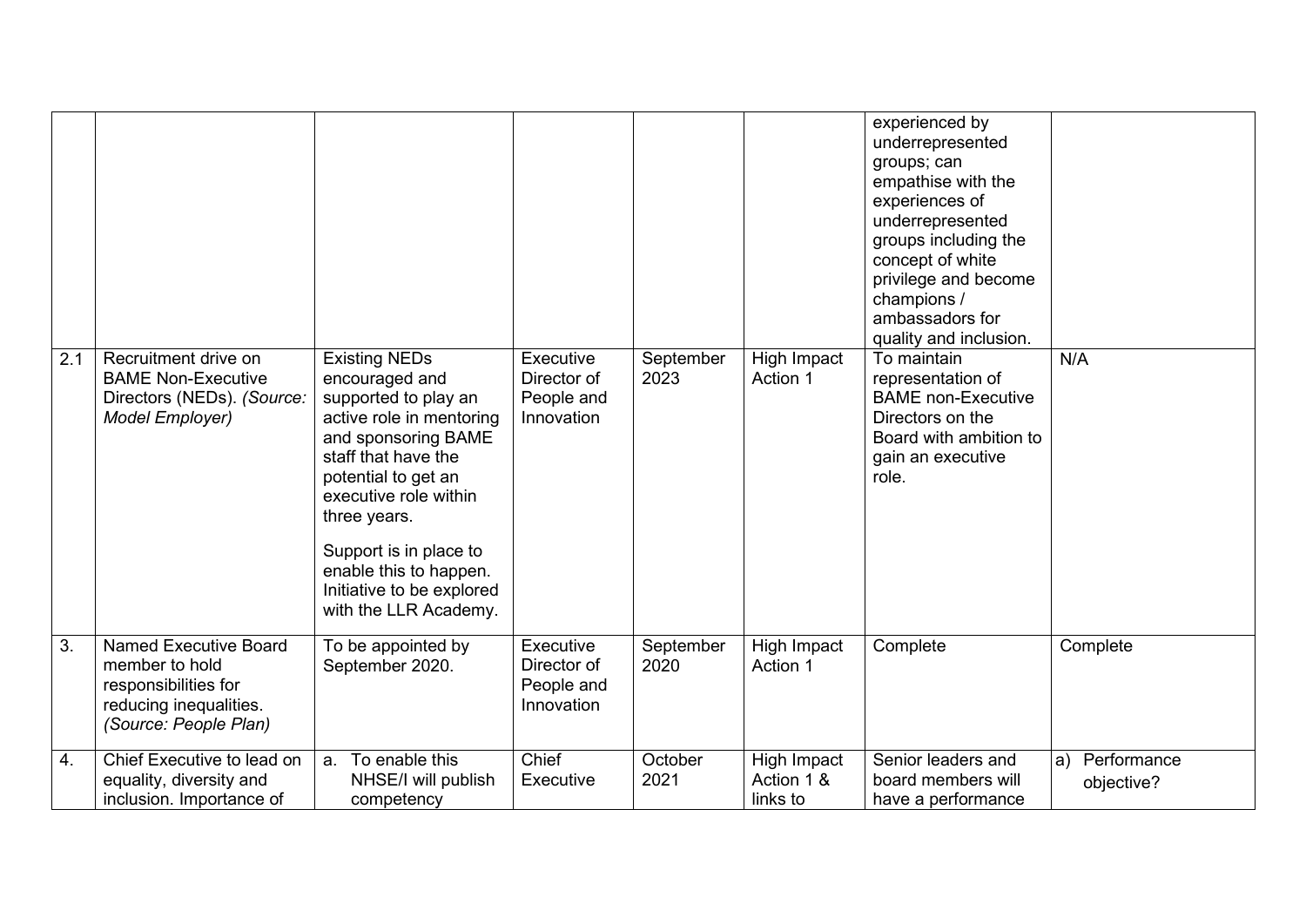| | | | | | | | |
|---|---|---|---|---|---|---|---|
| | | | | | | experienced by underrepresented groups; can empathise with the experiences of underrepresented groups including the concept of white privilege and become champions / ambassadors for quality and inclusion. | |
| 2.1 | Recruitment drive on BAME Non-Executive Directors (NEDs). *(Source: Model Employer)* | Existing NEDs encouraged and supported to play an active role in mentoring and sponsoring BAME staff that have the potential to get an executive role within three years.<br><br>Support is in place to enable this to happen. Initiative to be explored with the LLR Academy. | Executive Director of People and Innovation | September 2023 | High Impact Action 1 | To maintain representation of BAME non-Executive Directors on the Board with ambition to gain an executive role. | N/A |
| 3. | Named Executive Board member to hold responsibilities for reducing inequalities. *(Source: People Plan)* | To be appointed by September 2020. | Executive Director of People and Innovation | September 2020 | High Impact Action 1 | Complete | Complete |
| 4. | Chief Executive to lead on equality, diversity and inclusion. Importance of | a. To enable this NHSE/I will publish competency | Chief Executive | October 2021 | High Impact Action 1 & links to | Senior leaders and board members will have a performance | a) Performance objective? |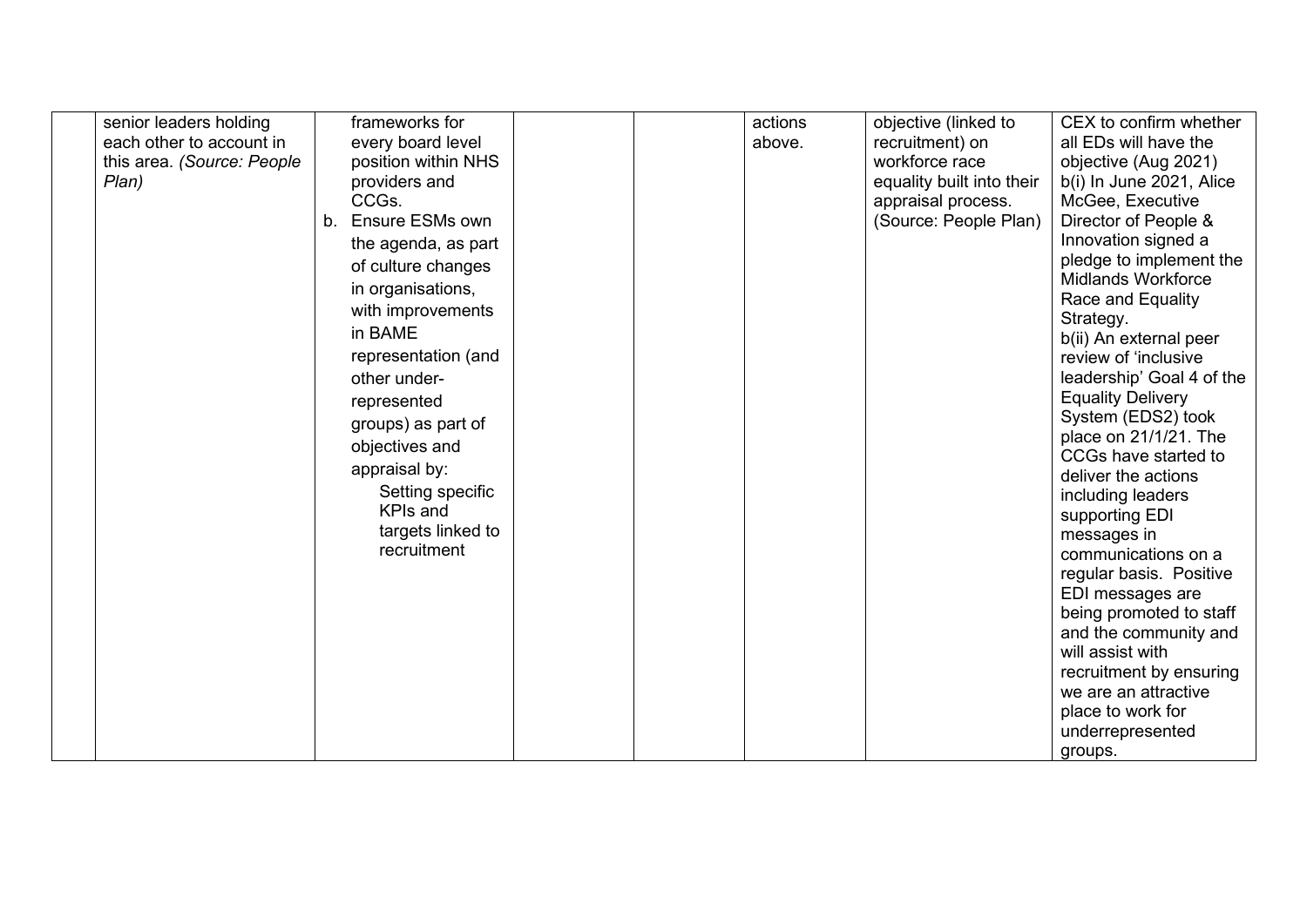| | | | | | | | |
|---|---|---|---|---|---|---|---|
| | senior leaders holding each other to account in this area. *(Source: People Plan)* | frameworks for every board level position within NHS providers and CCGs.<br>b. Ensure ESMs own the agenda, as part of culture changes in organisations, with improvements in BAME representation (and other under-represented groups) as part of objectives and appraisal by:<br>Setting specific KPIs and targets linked to recruitment | | | actions above. | objective (linked to recruitment) on workforce race equality built into their appraisal process. (Source: People Plan) | CEX to confirm whether all EDs will have the objective (Aug 2021)<br>b(i) In June 2021, Alice McGee, Executive Director of People & Innovation signed a pledge to implement the Midlands Workforce Race and Equality Strategy.<br>b(ii) An external peer review of 'inclusive leadership' Goal 4 of the Equality Delivery System (EDS2) took place on 21/1/21. The CCGs have started to deliver the actions including leaders supporting EDI messages in communications on a regular basis. Positive EDI messages are being promoted to staff and the community and will assist with recruitment by ensuring we are an attractive place to work for underrepresented groups. |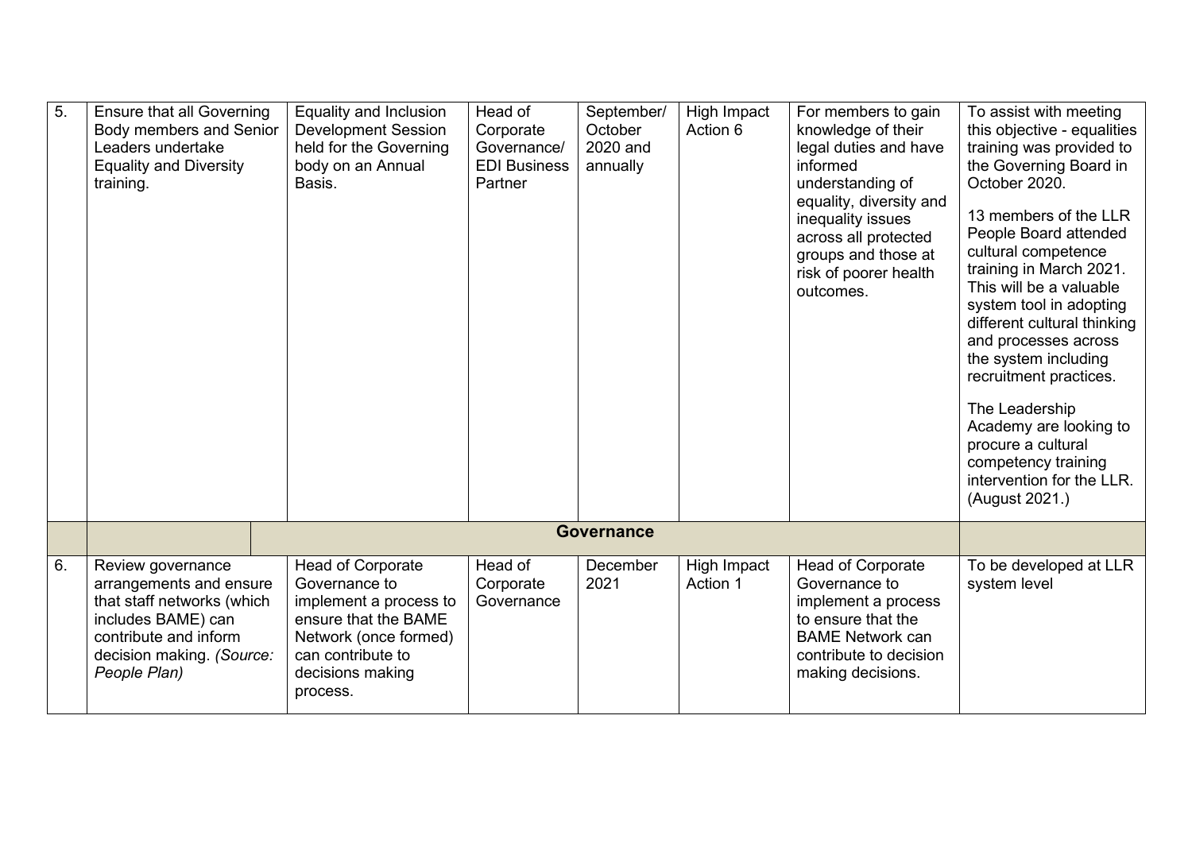| | | | | | | | |
|---|---|---|---|---|---|---|---|
| 5. | Ensure that all Governing Body members and Senior Leaders undertake Equality and Diversity training. | Equality and Inclusion Development Session held for the Governing body on an Annual Basis. | Head of Corporate Governance/ EDI Business Partner | September/ October 2020 and annually | High Impact Action 6 | For members to gain knowledge of their legal duties and have informed understanding of equality, diversity and inequality issues across all protected groups and those at risk of poorer health outcomes. | To assist with meeting this objective - equalities training was provided to the Governing Board in October 2020.<br><br>13 members of the LLR People Board attended cultural competence training in March 2021. This will be a valuable system tool in adopting different cultural thinking and processes across the system including recruitment practices.<br><br>The Leadership Academy are looking to procure a cultural competency training intervention for the LLR. (August 2021.) |
| | | **Governance** | | | | | |
| 6. | Review governance arrangements and ensure that staff networks (which includes BAME) can contribute and inform decision making. *(Source: People Plan)* | Head of Corporate Governance to implement a process to ensure that the BAME Network (once formed) can contribute to decisions making process. | Head of Corporate Governance | December 2021 | High Impact Action 1 | Head of Corporate Governance to implement a process to ensure that the BAME Network can contribute to decision making decisions. | To be developed at LLR system level |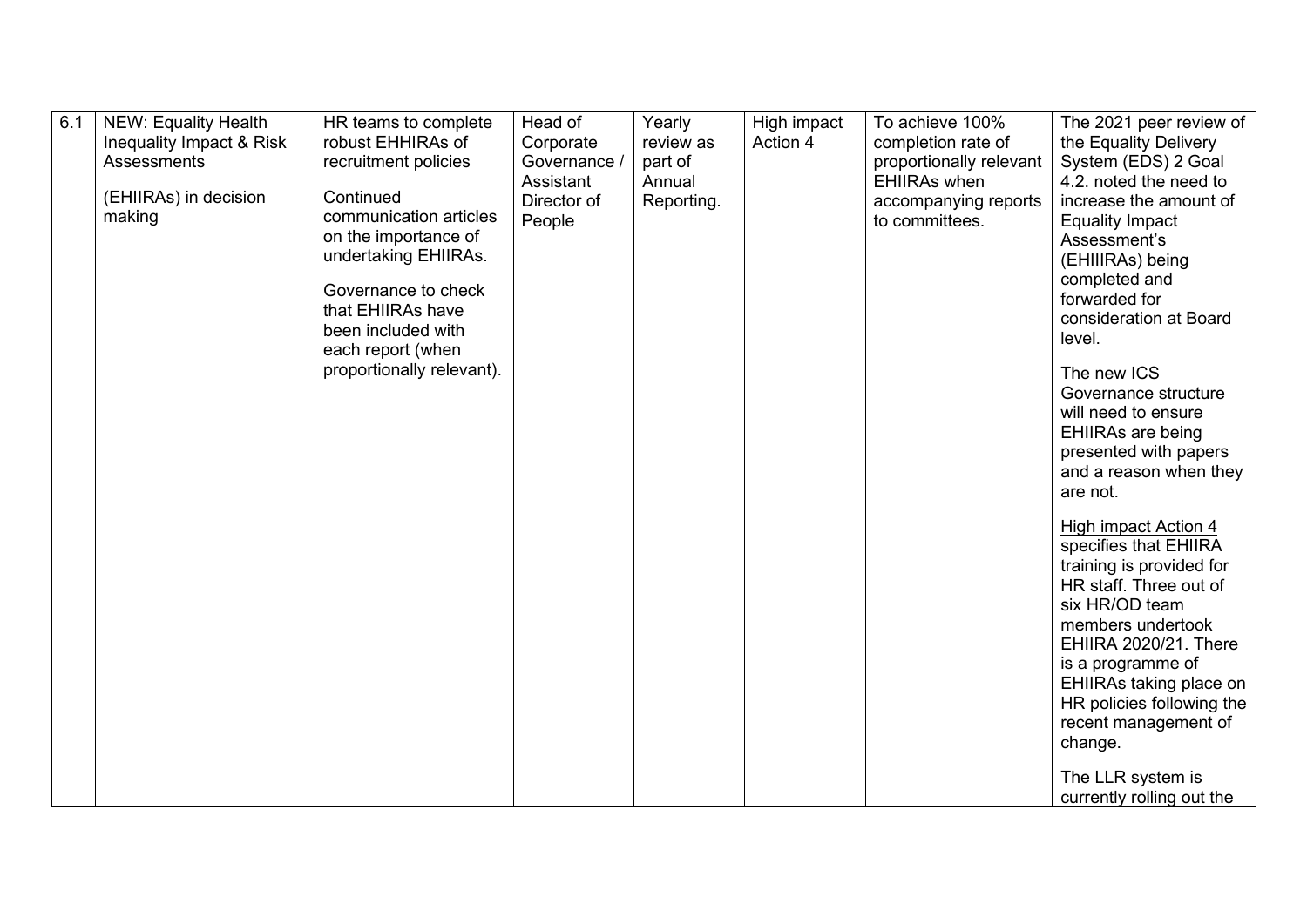| 6.1 | NEW: Equality Health Inequality Impact & Risk Assessments<br><br>(EHIIRAs) in decision making | HR teams to complete robust EHHIRAs of recruitment policies<br><br>Continued communication articles on the importance of undertaking EHIIRAs.<br><br>Governance to check that EHIIRAs have been included with each report (when proportionally relevant). | Head of Corporate Governance / Assistant Director of People | Yearly review as part of Annual Reporting. | High impact Action 4 | To achieve 100% completion rate of proportionally relevant EHIIRAs when accompanying reports to committees. | The 2021 peer review of the Equality Delivery System (EDS) 2 Goal 4.2. noted the need to increase the amount of Equality Impact Assessment's (EHIIIRAs) being completed and forwarded for consideration at Board level.<br><br>The new ICS Governance structure will need to ensure EHIIRAs are being presented with papers and a reason when they are not.<br><br>High impact Action 4 specifies that EHIIRA training is provided for HR staff. Three out of six HR/OD team members undertook EHIIRA 2020/21. There is a programme of EHIIRAs taking place on HR policies following the recent management of change.<br><br>The LLR system is currently rolling out the |
|---|---|---|---|---|---|---|---|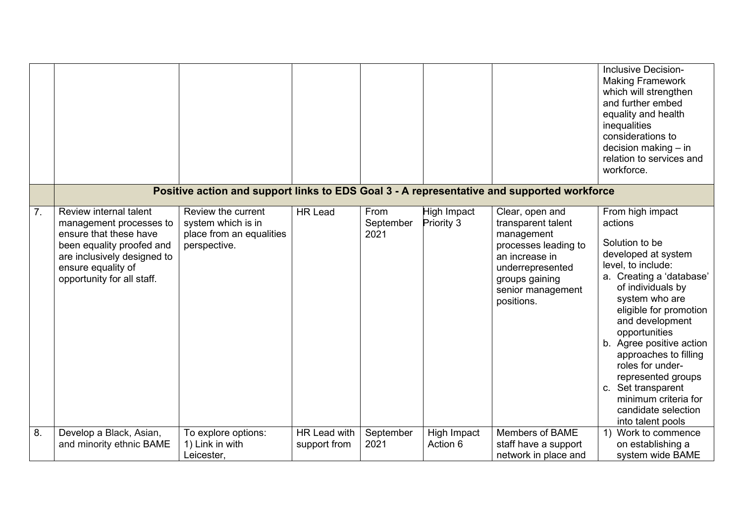| | | | | | | | |
|---|---|---|---|---|---|---|---|
| | | | | | | | Inclusive Decision-Making Framework which will strengthen and further embed equality and health inequalities considerations to decision making – in relation to services and workforce. |
| | **Positive action and support links to EDS Goal 3 - A representative and supported workforce** | | | | | | |
| 7. | Review internal talent management processes to ensure that these have been equality proofed and are inclusively designed to ensure equality of opportunity for all staff. | Review the current system which is in place from an equalities perspective. | HR Lead | From September 2021 | High Impact Priority 3 | Clear, open and transparent talent management processes leading to an increase in underrepresented groups gaining senior management positions. | From high impact actions<br><br>Solution to be developed at system level, to include:<br>a. Creating a 'database' of individuals by system who are eligible for promotion and development opportunities<br>b. Agree positive action approaches to filling roles for under-represented groups<br>c. Set transparent minimum criteria for candidate selection into talent pools |
| 8. | Develop a Black, Asian, and minority ethnic BAME | To explore options:<br>1) Link in with Leicester, | HR Lead with support from | September 2021 | High Impact Action 6 | Members of BAME staff have a support network in place and | 1) Work to commence on establishing a system wide BAME |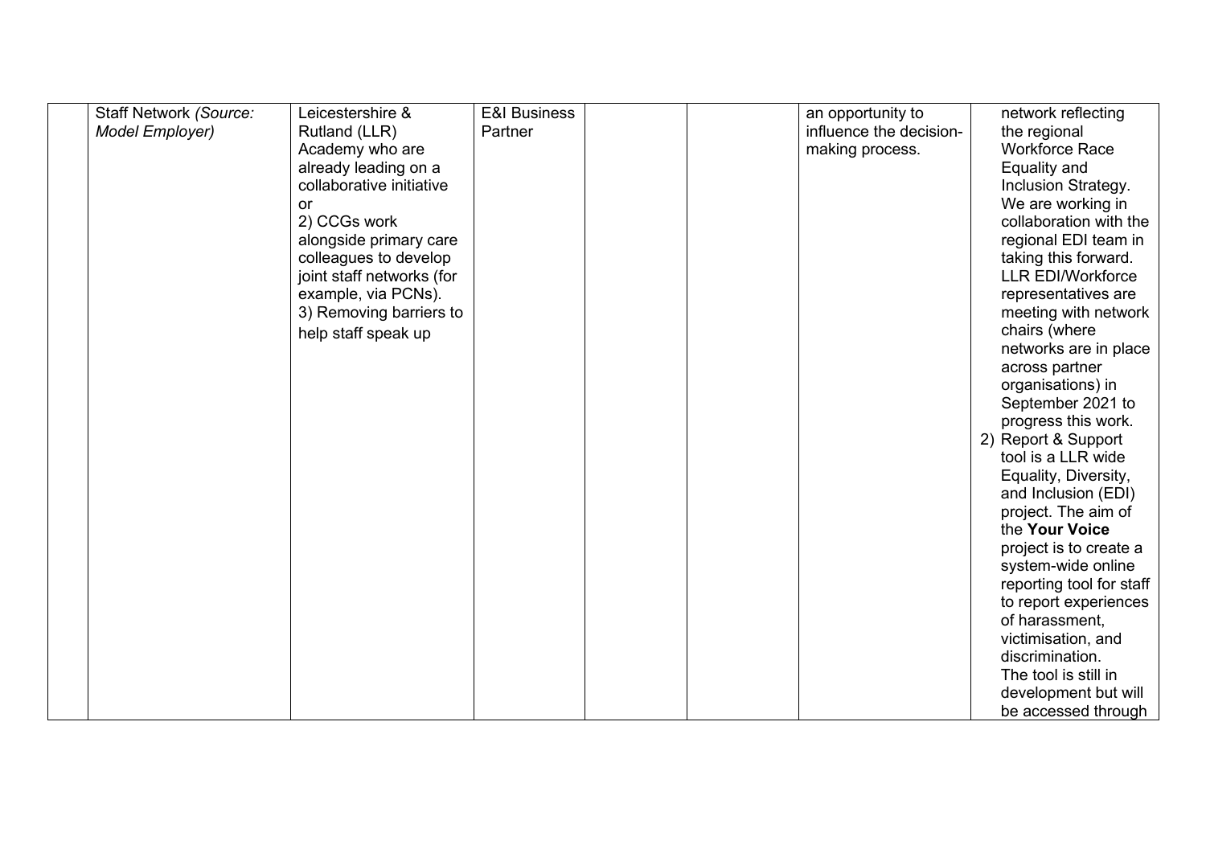|  |  |  |  |  |  |  |  |
|---|---|---|---|---|---|---|---|
|  | Staff Network *(Source: Model Employer)* | Leicestershire & Rutland (LLR) Academy who are already leading on a collaborative initiative or<br>2) CCGs work alongside primary care colleagues to develop joint staff networks (for example, via PCNs).<br>3) Removing barriers to help staff speak up | E&I Business Partner |  |  | an opportunity to influence the decision-making process. | network reflecting the regional Workforce Race Equality and Inclusion Strategy. We are working in collaboration with the regional EDI team in taking this forward. LLR EDI/Workforce representatives are meeting with network chairs (where networks are in place across partner organisations) in September 2021 to progress this work.<br>2) Report & Support tool is a LLR wide Equality, Diversity, and Inclusion (EDI) project. The aim of the **Your Voice** project is to create a system-wide online reporting tool for staff to report experiences of harassment, victimisation, and discrimination. The tool is still in development but will be accessed through |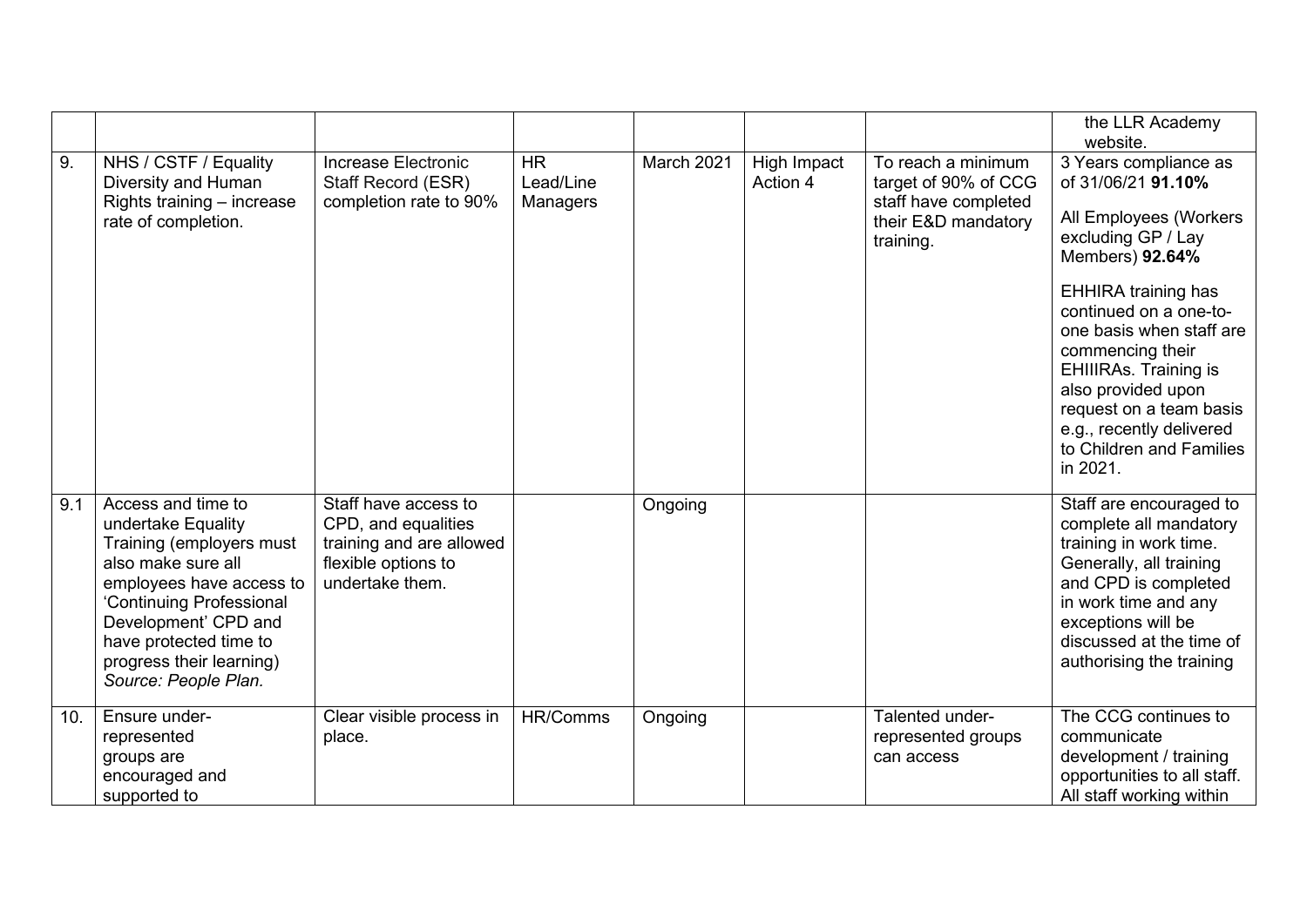| | | | | | | | |
|---|---|---|---|---|---|---|---|
| | | | | | | | the LLR Academy website. |
| 9. | NHS / CSTF / Equality Diversity and Human Rights training – increase rate of completion. | Increase Electronic Staff Record (ESR) completion rate to 90% | HR Lead/Line Managers | March 2021 | High Impact Action 4 | To reach a minimum target of 90% of CCG staff have completed their E&D mandatory training. | 3 Years compliance as of 31/06/21 **91.10%**<br><br>All Employees (Workers excluding GP / Lay Members) **92.64%**<br><br>EHHIRA training has continued on a one-to-one basis when staff are commencing their EHIIIRAs. Training is also provided upon request on a team basis e.g., recently delivered to Children and Families in 2021. |
| 9.1 | Access and time to undertake Equality Training (employers must also make sure all employees have access to 'Continuing Professional Development' CPD and have protected time to progress their learning) *Source: People Plan.* | Staff have access to CPD, and equalities training and are allowed flexible options to undertake them. | | Ongoing | | | Staff are encouraged to complete all mandatory training in work time. Generally, all training and CPD is completed in work time and any exceptions will be discussed at the time of authorising the training |
| 10. | Ensure under-represented groups are encouraged and supported to | Clear visible process in place. | HR/Comms | Ongoing | | Talented under-represented groups can access | The CCG continues to communicate development / training opportunities to all staff. All staff working within |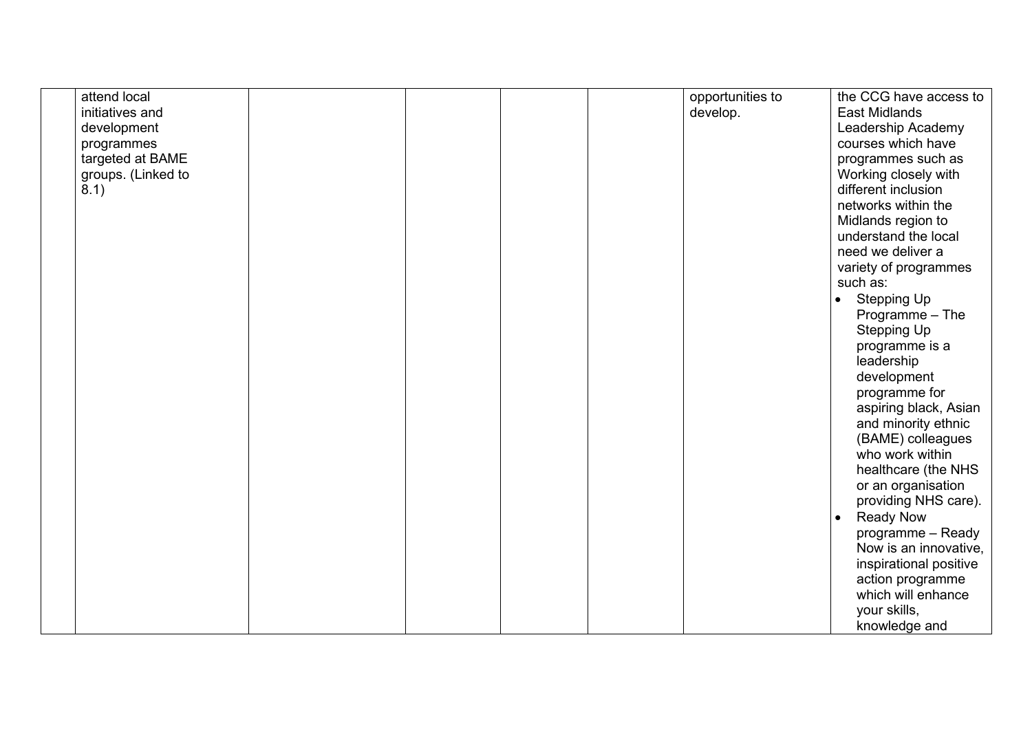|  |  |  |  |  |  |  |  |
|---|---|---|---|---|---|---|---|
|  | attend local initiatives and development programmes targeted at BAME groups. (Linked to 8.1) |  |  |  |  | opportunities to develop. | the CCG have access to East Midlands Leadership Academy courses which have programmes such as Working closely with different inclusion networks within the Midlands region to understand the local need we deliver a variety of programmes such as:<br>• Stepping Up Programme – The Stepping Up programme is a leadership development programme for aspiring black, Asian and minority ethnic (BAME) colleagues who work within healthcare (the NHS or an organisation providing NHS care).<br>• Ready Now programme – Ready Now is an innovative, inspirational positive action programme which will enhance your skills, knowledge and |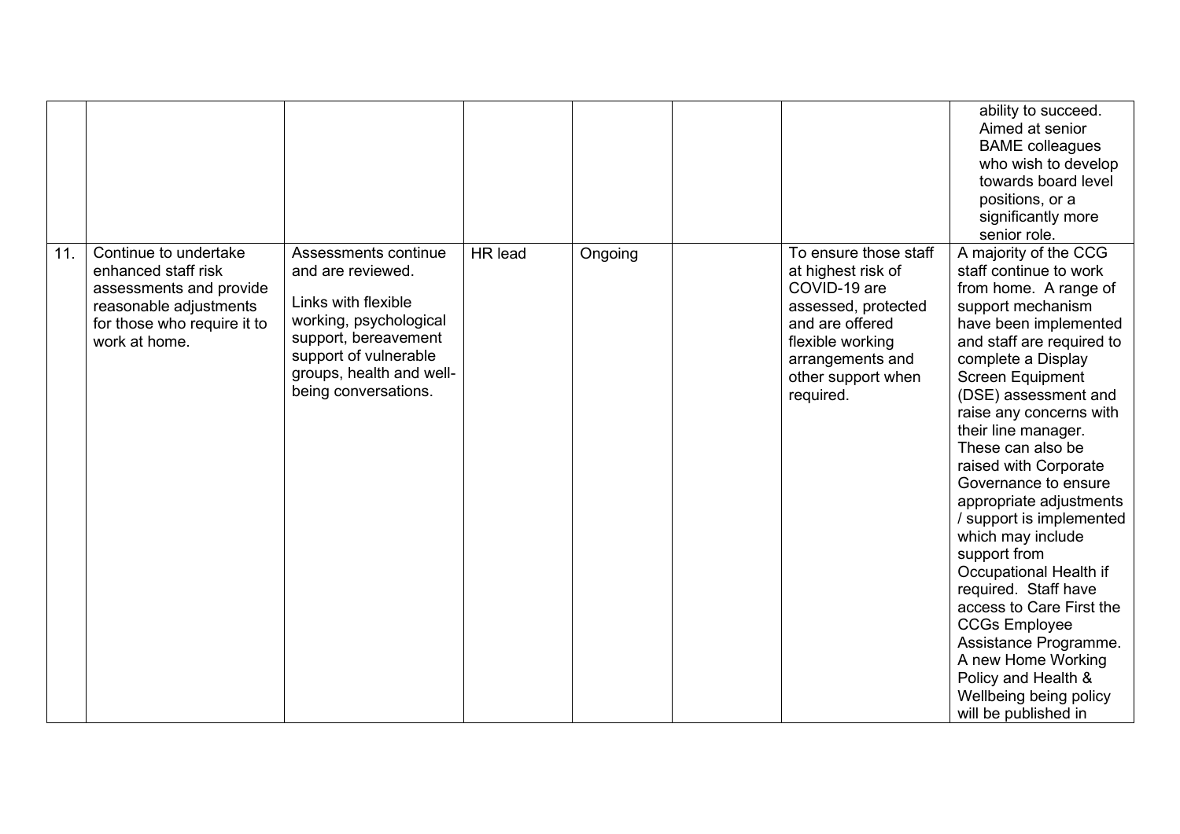|  |  |  |  |  |  |  |  |
|---|---|---|---|---|---|---|---|
|  |  |  |  |  |  |  | ability to succeed. Aimed at senior BAME colleagues who wish to develop towards board level positions, or a significantly more senior role. |
| 11. | Continue to undertake enhanced staff risk assessments and provide reasonable adjustments for those who require it to work at home. | Assessments continue and are reviewed.<br><br>Links with flexible working, psychological support, bereavement support of vulnerable groups, health and well-being conversations. | HR lead | Ongoing |  | To ensure those staff at highest risk of COVID-19 are assessed, protected and are offered flexible working arrangements and other support when required. | A majority of the CCG staff continue to work from home. A range of support mechanism have been implemented and staff are required to complete a Display Screen Equipment (DSE) assessment and raise any concerns with their line manager. These can also be raised with Corporate Governance to ensure appropriate adjustments / support is implemented which may include support from Occupational Health if required. Staff have access to Care First the CCGs Employee Assistance Programme. A new Home Working Policy and Health & Wellbeing being policy will be published in |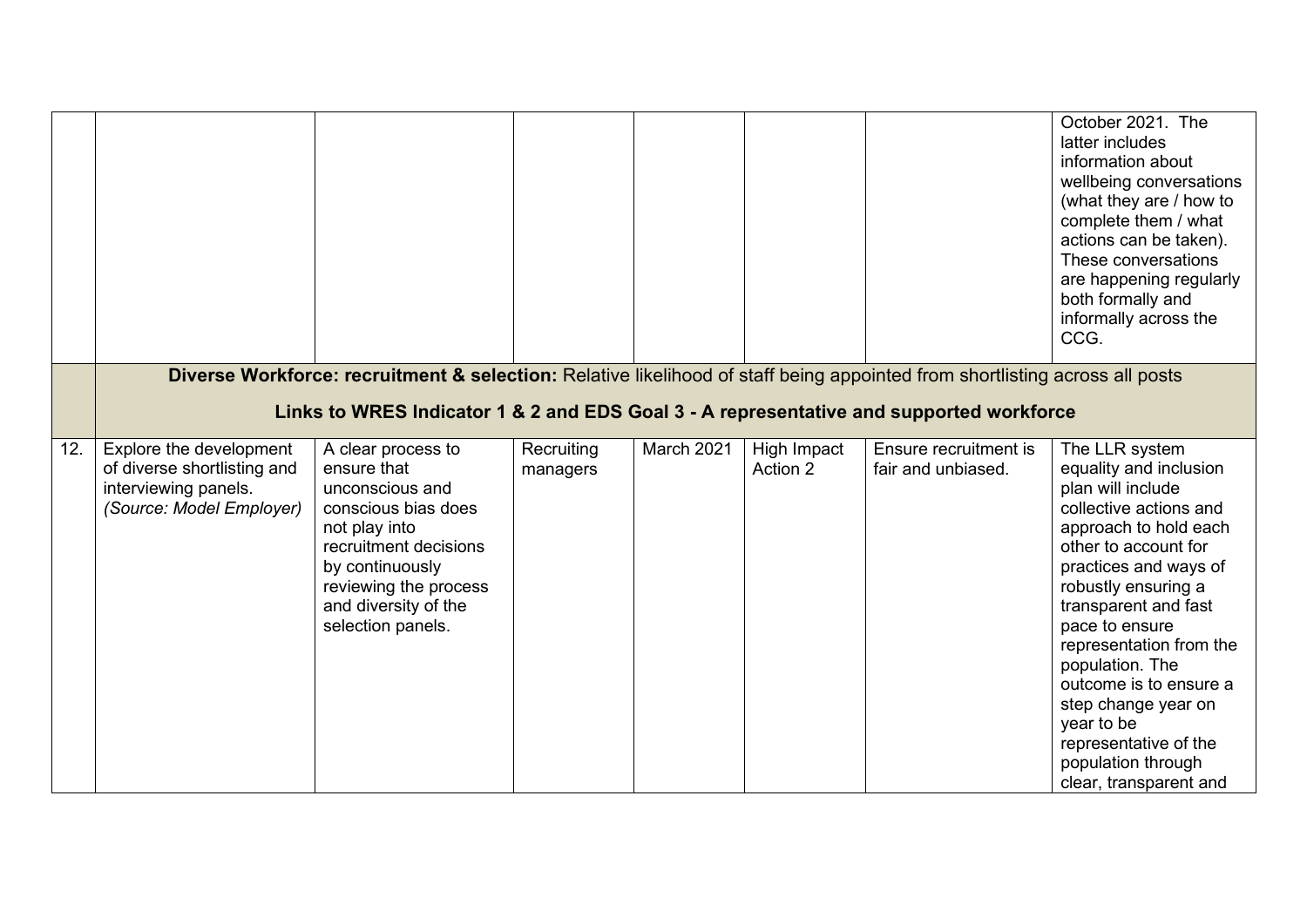| | | | | | | | |
|---|---|---|---|---|---|---|---|
| | | | | | | | October 2021. The latter includes information about wellbeing conversations (what they are / how to complete them / what actions can be taken). These conversations are happening regularly both formally and informally across the CCG. |
| | **Diverse Workforce: recruitment & selection:** Relative likelihood of staff being appointed from shortlisting across all posts<br><br>**Links to WRES Indicator 1 & 2 and EDS Goal 3 - A representative and supported workforce** | | | | | | |
| 12. | Explore the development of diverse shortlisting and interviewing panels. *(Source: Model Employer)* | A clear process to ensure that unconscious and conscious bias does not play into recruitment decisions by continuously reviewing the process and diversity of the selection panels. | Recruiting managers | March 2021 | High Impact Action 2 | Ensure recruitment is fair and unbiased. | The LLR system equality and inclusion plan will include collective actions and approach to hold each other to account for practices and ways of robustly ensuring a transparent and fast pace to ensure representation from the population. The outcome is to ensure a step change year on year to be representative of the population through clear, transparent and |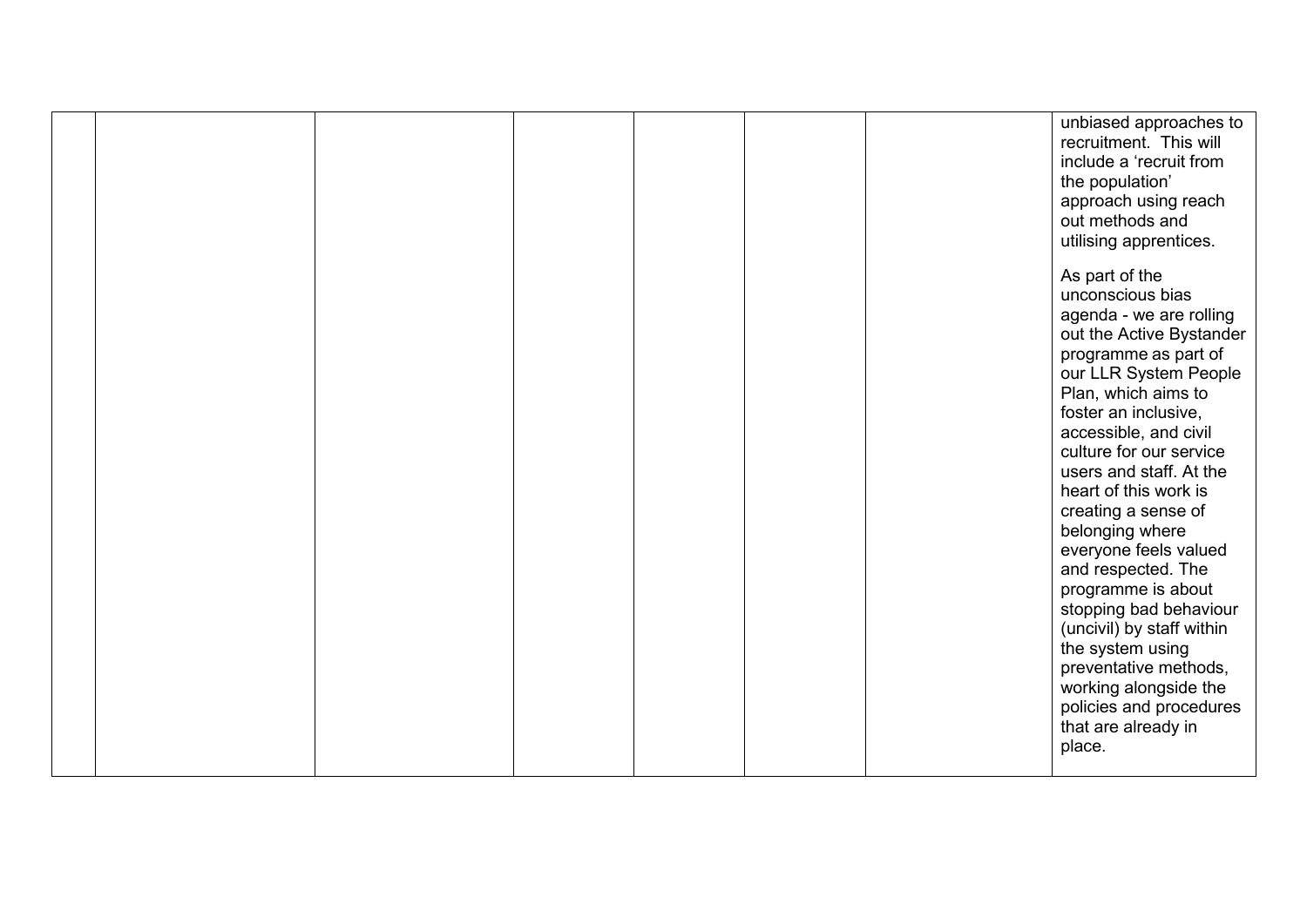|  |  |  |  |  |  |  |  |
|---|---|---|---|---|---|---|---|
|  |  |  |  |  |  |  | unbiased approaches to recruitment. This will include a 'recruit from the population' approach using reach out methods and utilising apprentices.<br><br>As part of the unconscious bias agenda - we are rolling out the Active Bystander programme as part of our LLR System People Plan, which aims to foster an inclusive, accessible, and civil culture for our service users and staff. At the heart of this work is creating a sense of belonging where everyone feels valued and respected. The programme is about stopping bad behaviour (uncivil) by staff within the system using preventative methods, working alongside the policies and procedures that are already in place. |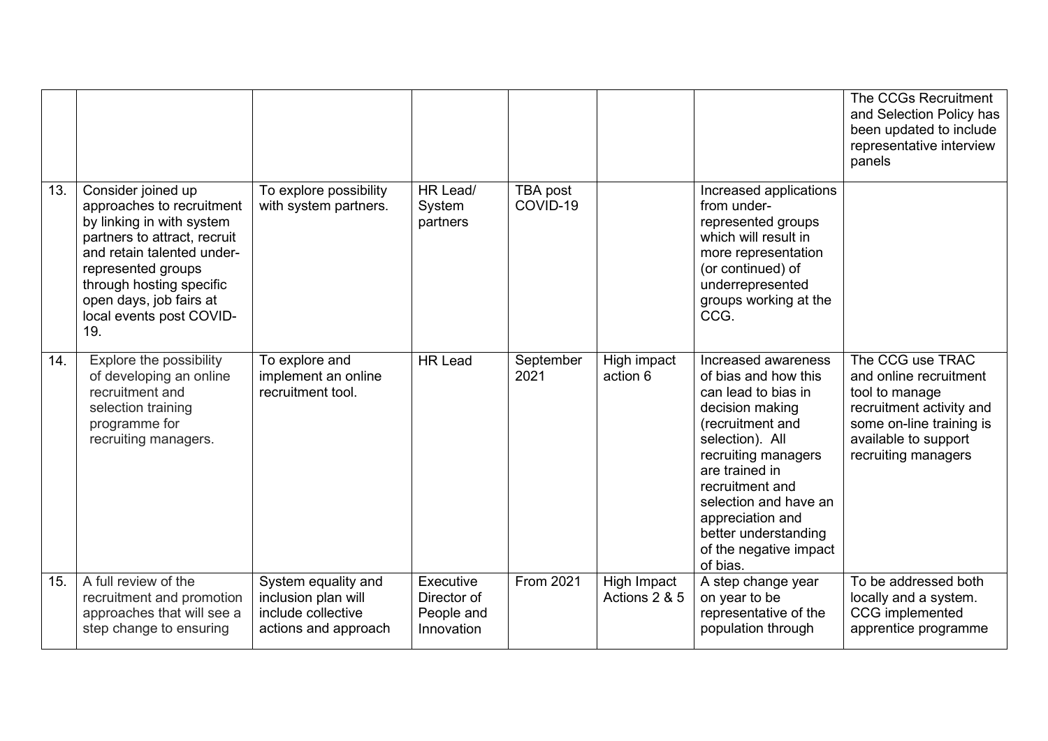| | | | | | | | |
|---|---|---|---|---|---|---|---|
| | | | | | | | The CCGs Recruitment and Selection Policy has been updated to include representative interview panels |
| 13. | Consider joined up approaches to recruitment by linking in with system partners to attract, recruit and retain talented under-represented groups through hosting specific open days, job fairs at local events post COVID-19. | To explore possibility with system partners. | HR Lead/ System partners | TBA post COVID-19 | | Increased applications from under-represented groups which will result in more representation (or continued) of underrepresented groups working at the CCG. | |
| 14. | Explore the possibility of developing an online recruitment and selection training programme for recruiting managers. | To explore and implement an online recruitment tool. | HR Lead | September 2021 | High impact action 6 | Increased awareness of bias and how this can lead to bias in decision making (recruitment and selection). All recruiting managers are trained in recruitment and selection and have an appreciation and better understanding of the negative impact of bias. | The CCG use TRAC and online recruitment tool to manage recruitment activity and some on-line training is available to support recruiting managers |
| 15. | A full review of the recruitment and promotion approaches that will see a step change to ensuring | System equality and inclusion plan will include collective actions and approach | Executive Director of People and Innovation | From 2021 | High Impact Actions 2 & 5 | A step change year on year to be representative of the population through | To be addressed both locally and a system. CCG implemented apprentice programme |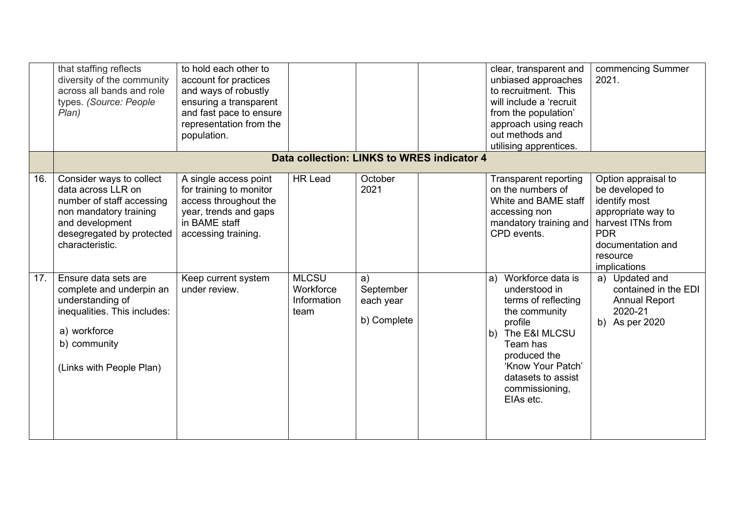| | | | | | | | |
|---|---|---|---|---|---|---|---|
| | that staffing reflects diversity of the community across all bands and role types. *(Source: People Plan)* | to hold each other to account for practices and ways of robustly ensuring a transparent and fast pace to ensure representation from the population. | | | | clear, transparent and unbiased approaches to recruitment. This will include a 'recruit from the population' approach using reach out methods and utilising apprentices. | commencing Summer 2021. |
| | **Data collection: LINKS to WRES indicator 4** | | | | | | |
| 16. | Consider ways to collect data across LLR on number of staff accessing non mandatory training and development desegregated by protected characteristic. | A single access point for training to monitor access throughout the year, trends and gaps in BAME staff accessing training. | HR Lead | October 2021 | | Transparent reporting on the numbers of White and BAME staff accessing non mandatory training and CPD events. | Option appraisal to be developed to identify most appropriate way to harvest ITNs from PDR documentation and resource implications |
| 17. | Ensure data sets are complete and underpin an understanding of inequalities. This includes:<br>a) workforce<br>b) community<br><br>(Links with People Plan) | Keep current system under review. | MLCSU Workforce Information team | a) September each year<br><br>b) Complete | | a) Workforce data is understood in terms of reflecting the community profile<br>b) The E&I MLCSU Team has produced the 'Know Your Patch' datasets to assist commissioning, EIAs etc. | a) Updated and contained in the EDI Annual Report 2020-21<br>b) As per 2020 |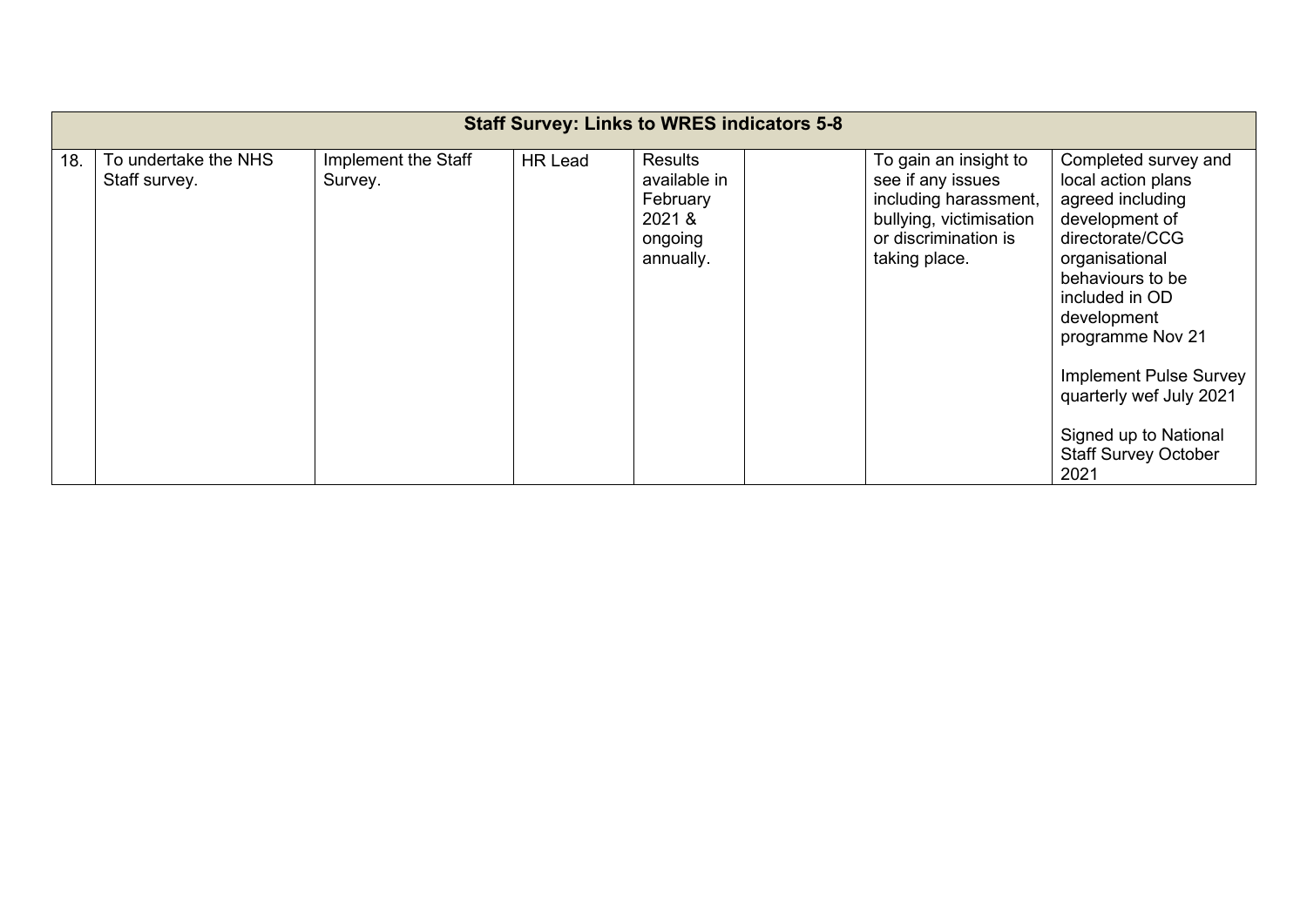| Staff Survey: Links to WRES indicators 5-8 | | | | | | | |
|---|---|---|---|---|---|---|---|
| 18. | To undertake the NHS Staff survey. | Implement the Staff Survey. | HR Lead | Results available in February 2021 & ongoing annually. | | To gain an insight to see if any issues including harassment, bullying, victimisation or discrimination is taking place. | Completed survey and local action plans agreed including development of directorate/CCG organisational behaviours to be included in OD development programme Nov 21<br><br>Implement Pulse Survey quarterly wef July 2021<br><br>Signed up to National Staff Survey October 2021 |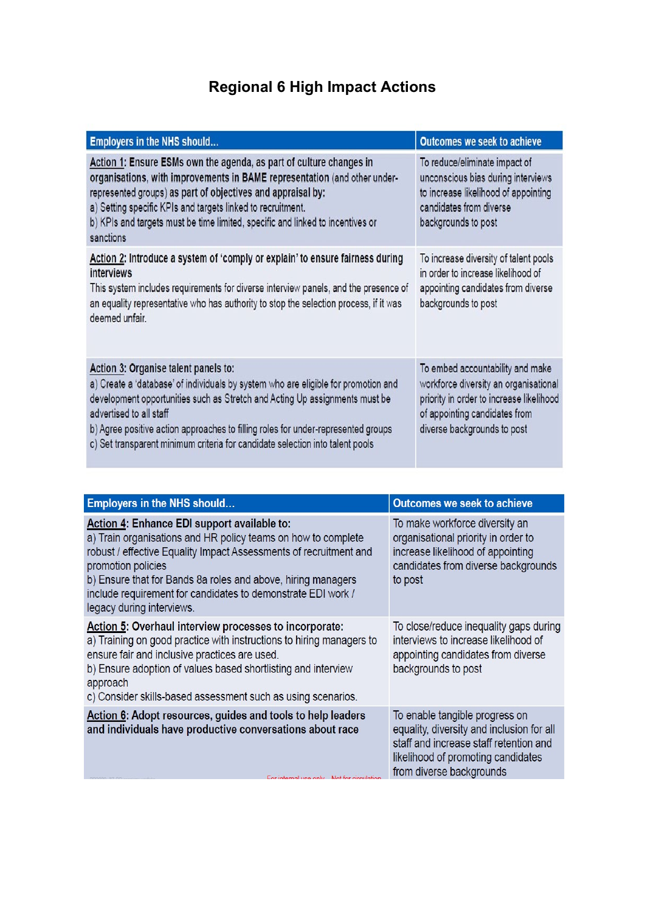# Regional 6 High Impact Actions

| Employers in the NHS should... | Outcomes we seek to achieve |
|---|---|
| **Action 1: Ensure ESMs own the agenda, as part of culture changes in organisations, with improvements in BAME representation** (and other under-represented groups) **as part of objectives and appraisal by:**<br>a) Setting specific KPIs and targets linked to recruitment.<br>b) KPIs and targets must be time limited, specific and linked to incentives or sanctions | To reduce/eliminate impact of unconscious bias during interviews to increase likelihood of appointing candidates from diverse backgrounds to post |
| **Action 2: Introduce a system of 'comply or explain' to ensure fairness during interviews**<br>This system includes requirements for diverse interview panels, and the presence of an equality representative who has authority to stop the selection process, if it was deemed unfair. | To increase diversity of talent pools in order to increase likelihood of appointing candidates from diverse backgrounds to post |
| **Action 3: Organise talent panels to:**<br>a) Create a 'database' of individuals by system who are eligible for promotion and development opportunities such as Stretch and Acting Up assignments must be advertised to all staff<br>b) Agree positive action approaches to filling roles for under-represented groups<br>c) Set transparent minimum criteria for candidate selection into talent pools | To embed accountability and make workforce diversity an organisational priority in order to increase likelihood of appointing candidates from diverse backgrounds to post |

| Employers in the NHS should... | Outcomes we seek to achieve |
|---|---|
| **Action 4: Enhance EDI support available to:**<br>a) Train organisations and HR policy teams on how to complete robust / effective Equality Impact Assessments of recruitment and promotion policies<br>b) Ensure that for Bands 8a roles and above, hiring managers include requirement for candidates to demonstrate EDI work / legacy during interviews. | To make workforce diversity an organisational priority in order to increase likelihood of appointing candidates from diverse backgrounds to post |
| **Action 5: Overhaul interview processes to incorporate:**<br>a) Training on good practice with instructions to hiring managers to ensure fair and inclusive practices are used.<br>b) Ensure adoption of values based shortlisting and interview approach<br>c) Consider skills-based assessment such as using scenarios. | To close/reduce inequality gaps during interviews to increase likelihood of appointing candidates from diverse backgrounds to post |
| **Action 6: Adopt resources, guides and tools to help leaders and individuals have productive conversations about race** | To enable tangible progress on equality, diversity and inclusion for all staff and increase staff retention and likelihood of promoting candidates from diverse backgrounds |

For internal use only – Not for circulation